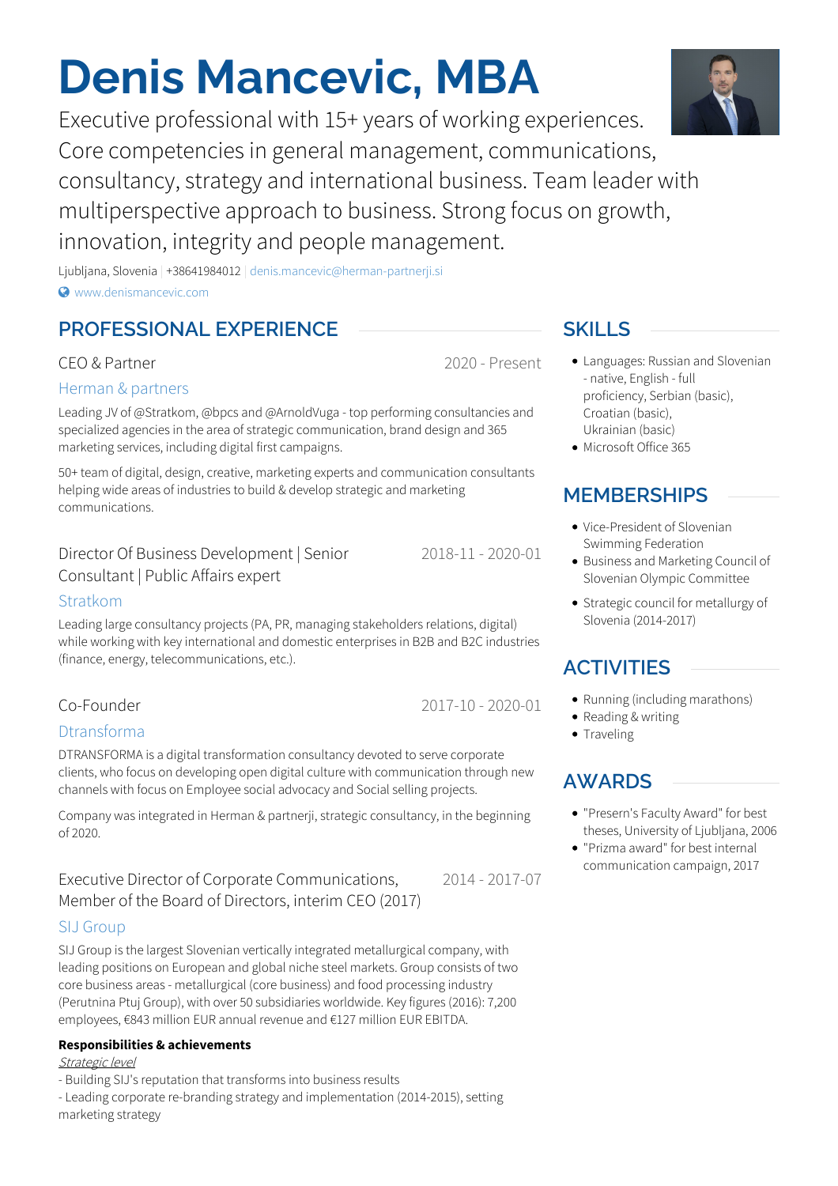# Denis Mancevic, MBA

Executive professional with 15+ years of working experiences. Core competencies in general management, communications, consultancy, strategy and international business. Team leader with multiperspective approach to business. Strong focus on growth, innovation, integrity and people management.

Ljubljana, Slovenia | +38641984012 | denis.mancevic@herman-partnerji.si

www.denismancevic.com

## PROFESSIONAL EXPERIENCE

### CEO & Partner — 2020 - Present

**Herman & partners**

Leading JV of @Stratkom, @bpcs and @ArnoldVuga - top performing consultancies and specialized agencies in the area of strategic communication, brand design and 365 marketing services, including digital first campaigns.

50+ team of digital, design, creative, marketing experts and communication consultants helping wide areas of industries to build & develop strategic and marketing communications.

### Director Of Business Development | Senior Consultant | Public Affairs expert — 2018-11 - 2020-01

**Stratkom**

Leading large consultancy projects (PA, PR, managing stakeholders relations, digital) while working with key international and domestic enterprises in B2B and B2C industries (finance, energy, telecommunications, etc.).

### Co-Founder — 2017-10 - 2020-01

**Dtransforma**

DTRANSFORMA is a digital transformation consultancy devoted to serve corporate clients, who focus on developing open digital culture with communication through new channels with focus on Employee social advocacy and Social selling projects.

Company was integrated in Herman & partnerji, strategic consultancy, in the beginning of 2020.

### Executive Director of Corporate Communications, Member of the Board of Directors, interim CEO (2017) — 2014 - 2017-07

**SIJ Group**

SIJ Group is the largest Slovenian vertically integrated metallurgical company, with leading positions on European and global niche steel markets. Group consists of two core business areas - metallurgical (core business) and food processing industry (Perutnina Ptuj Group), with over 50 subsidiaries worldwide. Key figures (2016): 7,200 employees, €843 million EUR annual revenue and €127 million EUR EBITDA.

**Responsibilities & achievements**

*Strategic level*

- Building SIJ's reputation that transforms into business results
- Leading corporate re-branding strategy and implementation (2014-2015), setting marketing strategy

## SKILLS

- Languages: Russian and Slovenian - native, English - full proficiency, Serbian (basic), Croatian (basic), Ukrainian (basic)
- Microsoft Office 365

## MEMBERSHIPS

- Vice-President of Slovenian Swimming Federation
- Business and Marketing Council of Slovenian Olympic Committee
- Strategic council for metallurgy of Slovenia (2014-2017)

## ACTIVITIES

- Running (including marathons)
- Reading & writing
- Traveling

## AWARDS

- "Presern's Faculty Award" for best theses, University of Ljubljana, 2006
- "Prizma award" for best internal communication campaign, 2017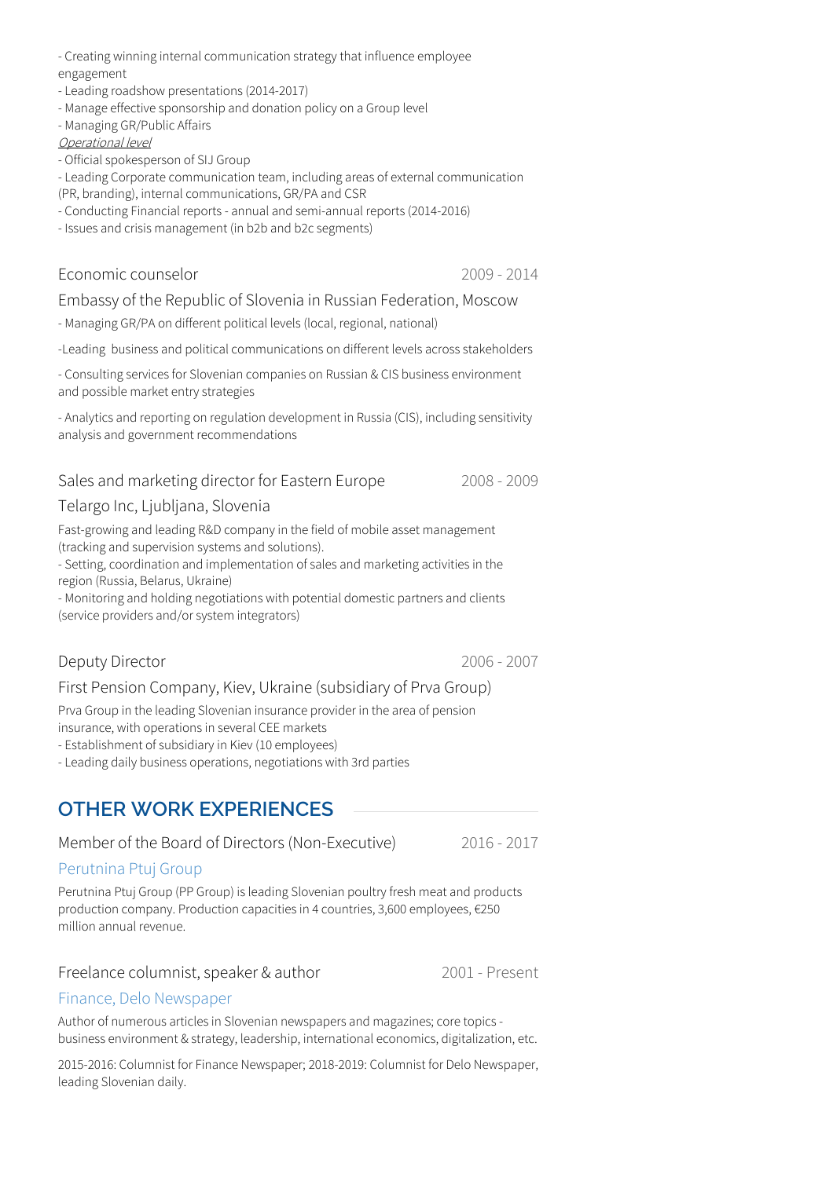- Creating winning internal communication strategy that influence employee engagement
- Leading roadshow presentations (2014-2017)
- Manage effective sponsorship and donation policy on a Group level
- Managing GR/Public Affairs

*Operational level*

- Official spokesperson of SIJ Group
- Leading Corporate communication team, including areas of external communication (PR, branding), internal communications, GR/PA and CSR
- Conducting Financial reports - annual and semi-annual reports (2014-2016)
- Issues and crisis management (in b2b and b2c segments)

### Economic counselor — 2009 - 2014

#### Embassy of the Republic of Slovenia in Russian Federation, Moscow

- Managing GR/PA on different political levels (local, regional, national)

-Leading business and political communications on different levels across stakeholders

- Consulting services for Slovenian companies on Russian & CIS business environment and possible market entry strategies

- Analytics and reporting on regulation development in Russia (CIS), including sensitivity analysis and government recommendations

### Sales and marketing director for Eastern Europe — 2008 - 2009

#### Telargo Inc, Ljubljana, Slovenia

Fast-growing and leading R&D company in the field of mobile asset management (tracking and supervision systems and solutions).

- Setting, coordination and implementation of sales and marketing activities in the region (Russia, Belarus, Ukraine)
- Monitoring and holding negotiations with potential domestic partners and clients (service providers and/or system integrators)

### Deputy Director — 2006 - 2007

#### First Pension Company, Kiev, Ukraine (subsidiary of Prva Group)

Prva Group in the leading Slovenian insurance provider in the area of pension insurance, with operations in several CEE markets

- Establishment of subsidiary in Kiev (10 employees)
- Leading daily business operations, negotiations with 3rd parties

## OTHER WORK EXPERIENCES

### Member of the Board of Directors (Non-Executive) — 2016 - 2017

#### Perutnina Ptuj Group

Perutnina Ptuj Group (PP Group) is leading Slovenian poultry fresh meat and products production company. Production capacities in 4 countries, 3,600 employees, €250 million annual revenue.

### Freelance columnist, speaker & author — 2001 - Present

#### Finance, Delo Newspaper

Author of numerous articles in Slovenian newspapers and magazines; core topics - business environment & strategy, leadership, international economics, digitalization, etc.

2015-2016: Columnist for Finance Newspaper; 2018-2019: Columnist for Delo Newspaper, leading Slovenian daily.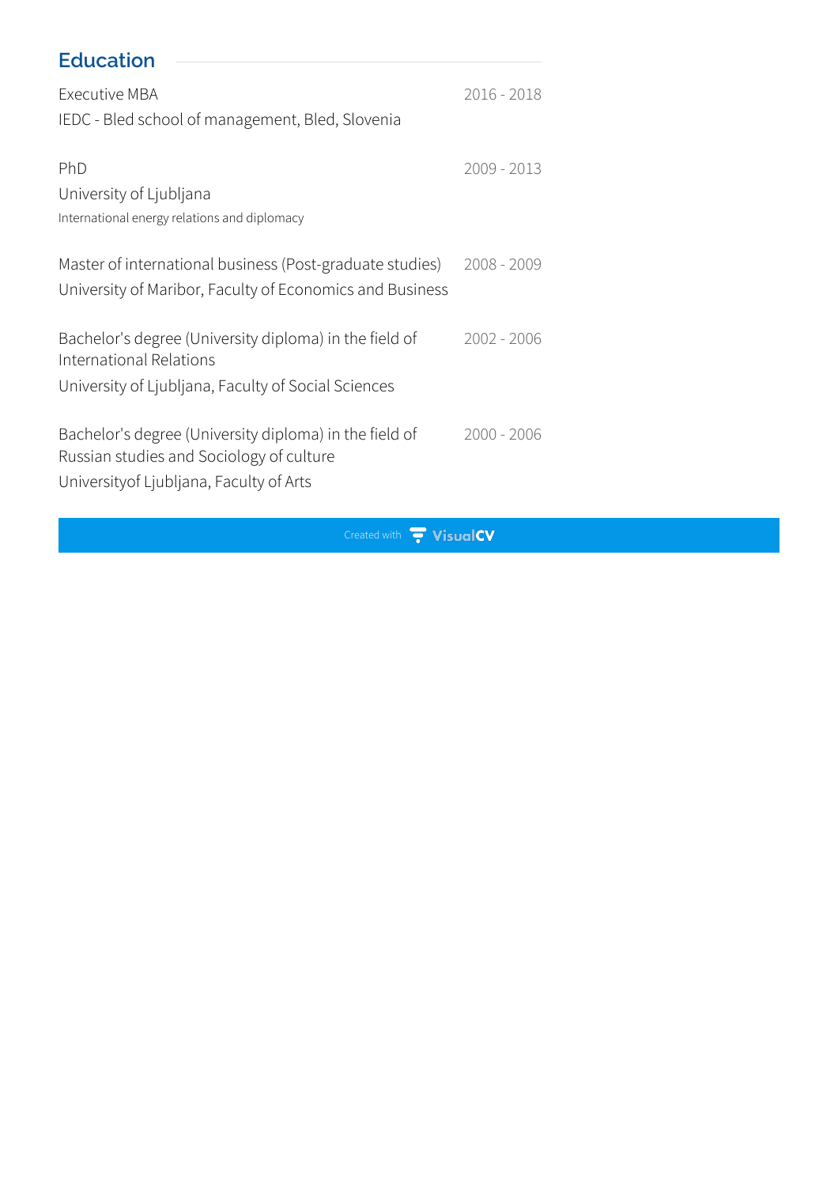## Education

Executive MBA 2016 - 2018
IEDC - Bled school of management, Bled, Slovenia

PhD 2009 - 2013
University of Ljubljana
International energy relations and diplomacy

Master of international business (Post-graduate studies) 2008 - 2009
University of Maribor, Faculty of Economics and Business

Bachelor's degree (University diploma) in the field of International Relations 2002 - 2006
University of Ljubljana, Faculty of Social Sciences

Bachelor's degree (University diploma) in the field of Russian studies and Sociology of culture 2000 - 2006
Universityof Ljubljana, Faculty of Arts

Created with VisualCV